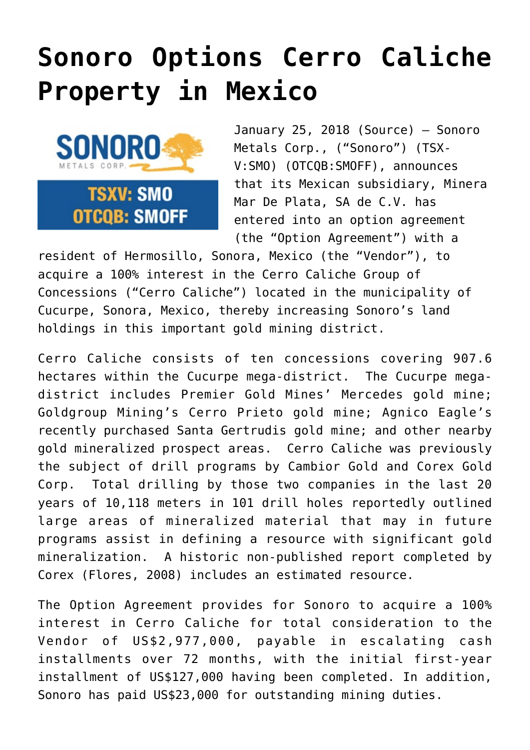# Sonoro Options Cerro Caliche Property in Mexico

January 25, 2018 (Source) — Sonoro Metals Corp., ("Sonoro") (TSX-V:SMO) (OTCQB:SMOFF), announces that its Mexican subsidiary, Minera Mar De Plata, SA de C.V. has entered into an option agreement (the "Option Agreement") with a resident of Hermosillo, Sonora, Mexico (the "Vendor"), to acquire a 100% interest in the Cerro Caliche Group of Concessions ("Cerro Caliche") located in the municipality of Cucurpe, Sonora, Mexico, thereby increasing Sonoro's land holdings in this important gold mining district.

Cerro Caliche consists of ten concessions covering 907.6 hectares within the Cucurpe mega-district. The Cucurpe mega-district includes Premier Gold Mines' Mercedes gold mine; Goldgroup Mining's Cerro Prieto gold mine; Agnico Eagle's recently purchased Santa Gertrudis gold mine; and other nearby gold mineralized prospect areas. Cerro Caliche was previously the subject of drill programs by Cambior Gold and Corex Gold Corp. Total drilling by those two companies in the last 20 years of 10,118 meters in 101 drill holes reportedly outlined large areas of mineralized material that may in future programs assist in defining a resource with significant gold mineralization. A historic non-published report completed by Corex (Flores, 2008) includes an estimated resource.

The Option Agreement provides for Sonoro to acquire a 100% interest in Cerro Caliche for total consideration to the Vendor of US$2,977,000, payable in escalating cash installments over 72 months, with the initial first-year installment of US$127,000 having been completed. In addition, Sonoro has paid US$23,000 for outstanding mining duties.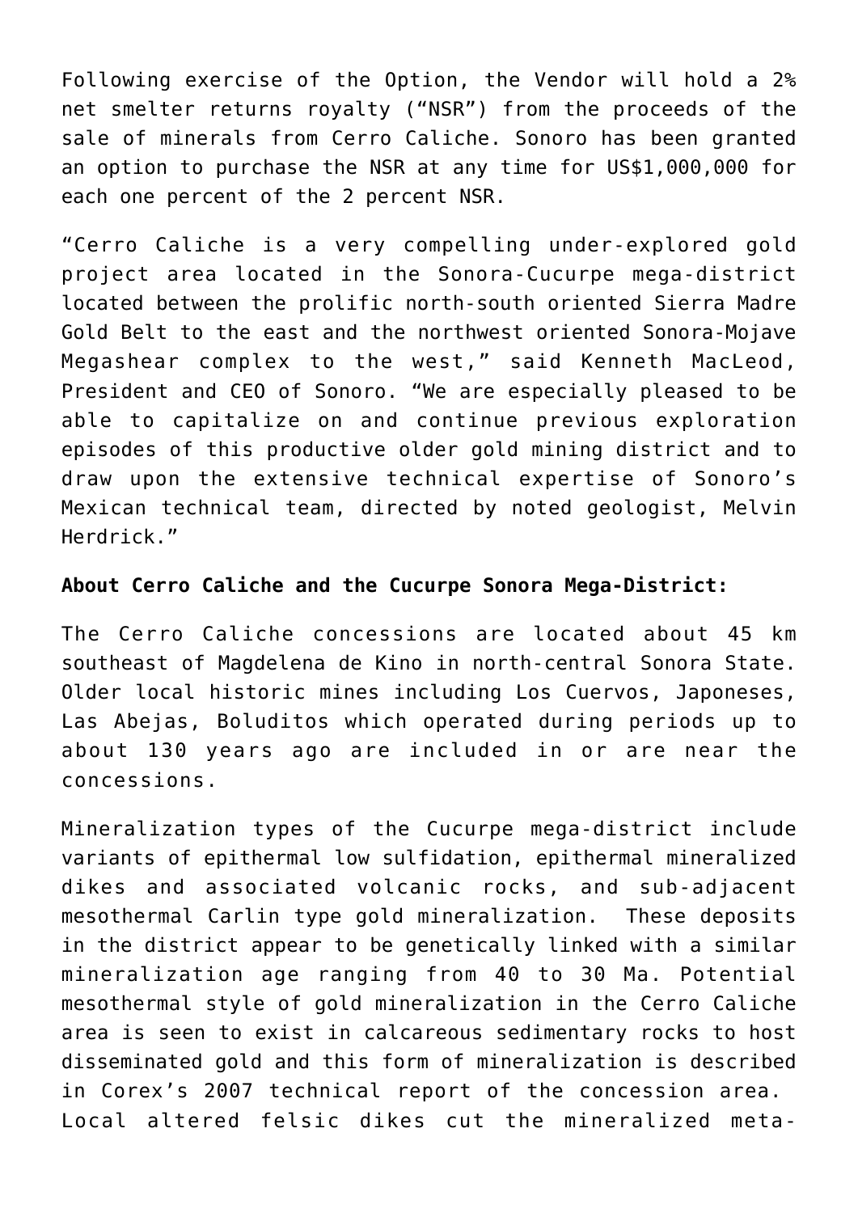Following exercise of the Option, the Vendor will hold a 2% net smelter returns royalty ("NSR") from the proceeds of the sale of minerals from Cerro Caliche. Sonoro has been granted an option to purchase the NSR at any time for US$1,000,000 for each one percent of the 2 percent NSR.

"Cerro Caliche is a very compelling under-explored gold project area located in the Sonora-Cucurpe mega-district located between the prolific north-south oriented Sierra Madre Gold Belt to the east and the northwest oriented Sonora-Mojave Megashear complex to the west," said Kenneth MacLeod, President and CEO of Sonoro. "We are especially pleased to be able to capitalize on and continue previous exploration episodes of this productive older gold mining district and to draw upon the extensive technical expertise of Sonoro's Mexican technical team, directed by noted geologist, Melvin Herdrick."

**About Cerro Caliche and the Cucurpe Sonora Mega-District:**

The Cerro Caliche concessions are located about 45 km southeast of Magdelena de Kino in north-central Sonora State. Older local historic mines including Los Cuervos, Japoneses, Las Abejas, Boluditos which operated during periods up to about 130 years ago are included in or are near the concessions.

Mineralization types of the Cucurpe mega-district include variants of epithermal low sulfidation, epithermal mineralized dikes and associated volcanic rocks, and sub-adjacent mesothermal Carlin type gold mineralization. These deposits in the district appear to be genetically linked with a similar mineralization age ranging from 40 to 30 Ma. Potential mesothermal style of gold mineralization in the Cerro Caliche area is seen to exist in calcareous sedimentary rocks to host disseminated gold and this form of mineralization is described in Corex's 2007 technical report of the concession area. Local altered felsic dikes cut the mineralized meta-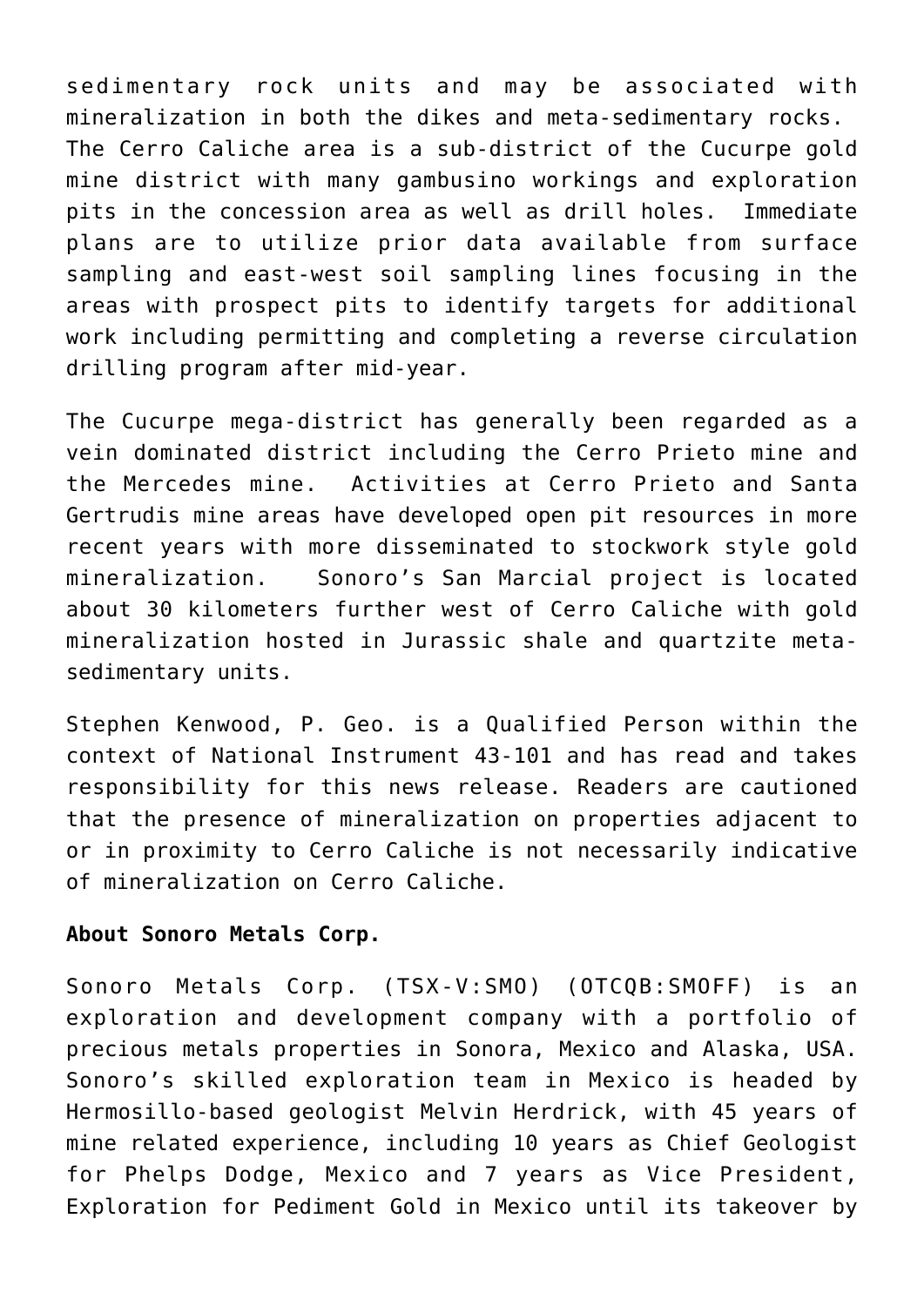sedimentary rock units and may be associated with mineralization in both the dikes and meta-sedimentary rocks. The Cerro Caliche area is a sub-district of the Cucurpe gold mine district with many gambusino workings and exploration pits in the concession area as well as drill holes. Immediate plans are to utilize prior data available from surface sampling and east-west soil sampling lines focusing in the areas with prospect pits to identify targets for additional work including permitting and completing a reverse circulation drilling program after mid-year.

The Cucurpe mega-district has generally been regarded as a vein dominated district including the Cerro Prieto mine and the Mercedes mine. Activities at Cerro Prieto and Santa Gertrudis mine areas have developed open pit resources in more recent years with more disseminated to stockwork style gold mineralization. Sonoro's San Marcial project is located about 30 kilometers further west of Cerro Caliche with gold mineralization hosted in Jurassic shale and quartzite meta-sedimentary units.

Stephen Kenwood, P. Geo. is a Qualified Person within the context of National Instrument 43-101 and has read and takes responsibility for this news release. Readers are cautioned that the presence of mineralization on properties adjacent to or in proximity to Cerro Caliche is not necessarily indicative of mineralization on Cerro Caliche.

**About Sonoro Metals Corp.**

Sonoro Metals Corp. (TSX-V:SMO) (OTCQB:SMOFF) is an exploration and development company with a portfolio of precious metals properties in Sonora, Mexico and Alaska, USA. Sonoro's skilled exploration team in Mexico is headed by Hermosillo-based geologist Melvin Herdrick, with 45 years of mine related experience, including 10 years as Chief Geologist for Phelps Dodge, Mexico and 7 years as Vice President, Exploration for Pediment Gold in Mexico until its takeover by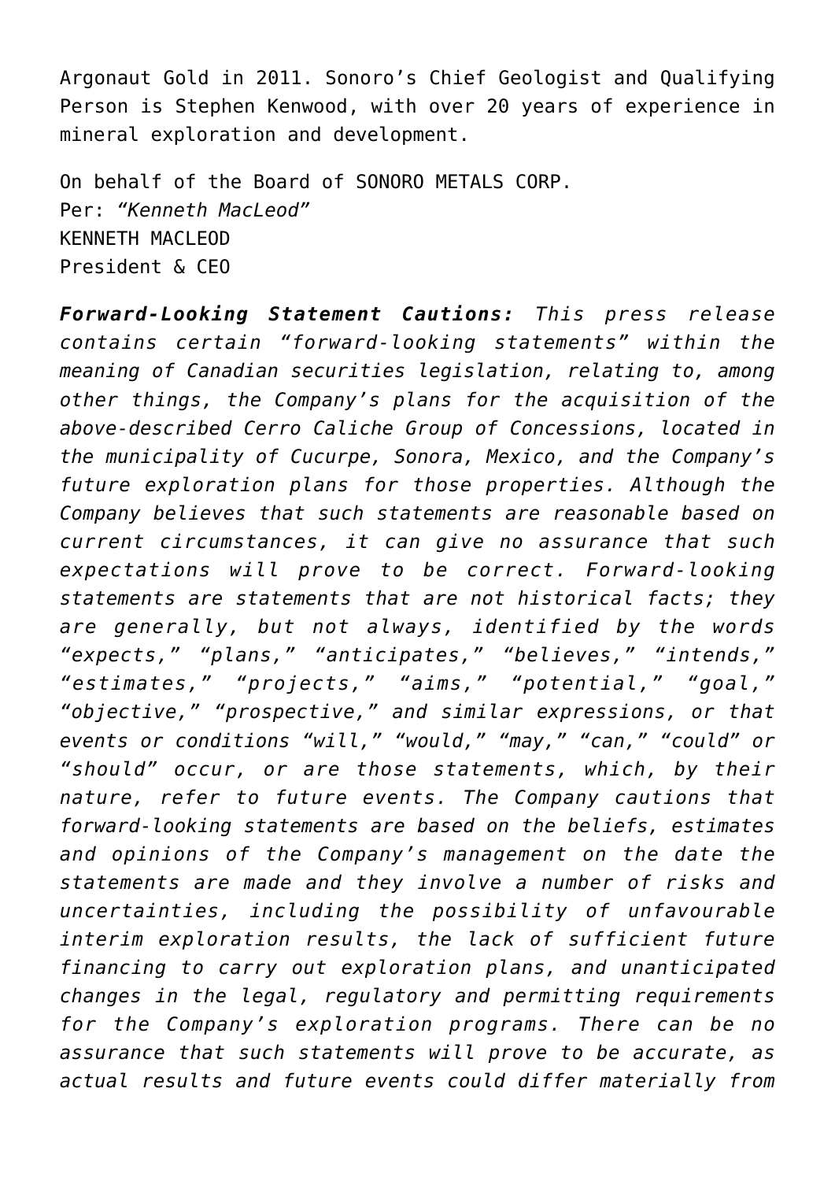Argonaut Gold in 2011. Sonoro's Chief Geologist and Qualifying Person is Stephen Kenwood, with over 20 years of experience in mineral exploration and development.

On behalf of the Board of SONORO METALS CORP.
Per: *"Kenneth MacLeod"*
KENNETH MACLEOD
President & CEO

***Forward-Looking Statement Cautions:*** *This press release contains certain "forward-looking statements" within the meaning of Canadian securities legislation, relating to, among other things, the Company's plans for the acquisition of the above-described Cerro Caliche Group of Concessions, located in the municipality of Cucurpe, Sonora, Mexico, and the Company's future exploration plans for those properties. Although the Company believes that such statements are reasonable based on current circumstances, it can give no assurance that such expectations will prove to be correct. Forward-looking statements are statements that are not historical facts; they are generally, but not always, identified by the words "expects," "plans," "anticipates," "believes," "intends," "estimates," "projects," "aims," "potential," "goal," "objective," "prospective," and similar expressions, or that events or conditions "will," "would," "may," "can," "could" or "should" occur, or are those statements, which, by their nature, refer to future events. The Company cautions that forward-looking statements are based on the beliefs, estimates and opinions of the Company's management on the date the statements are made and they involve a number of risks and uncertainties, including the possibility of unfavourable interim exploration results, the lack of sufficient future financing to carry out exploration plans, and unanticipated changes in the legal, regulatory and permitting requirements for the Company's exploration programs. There can be no assurance that such statements will prove to be accurate, as actual results and future events could differ materially from*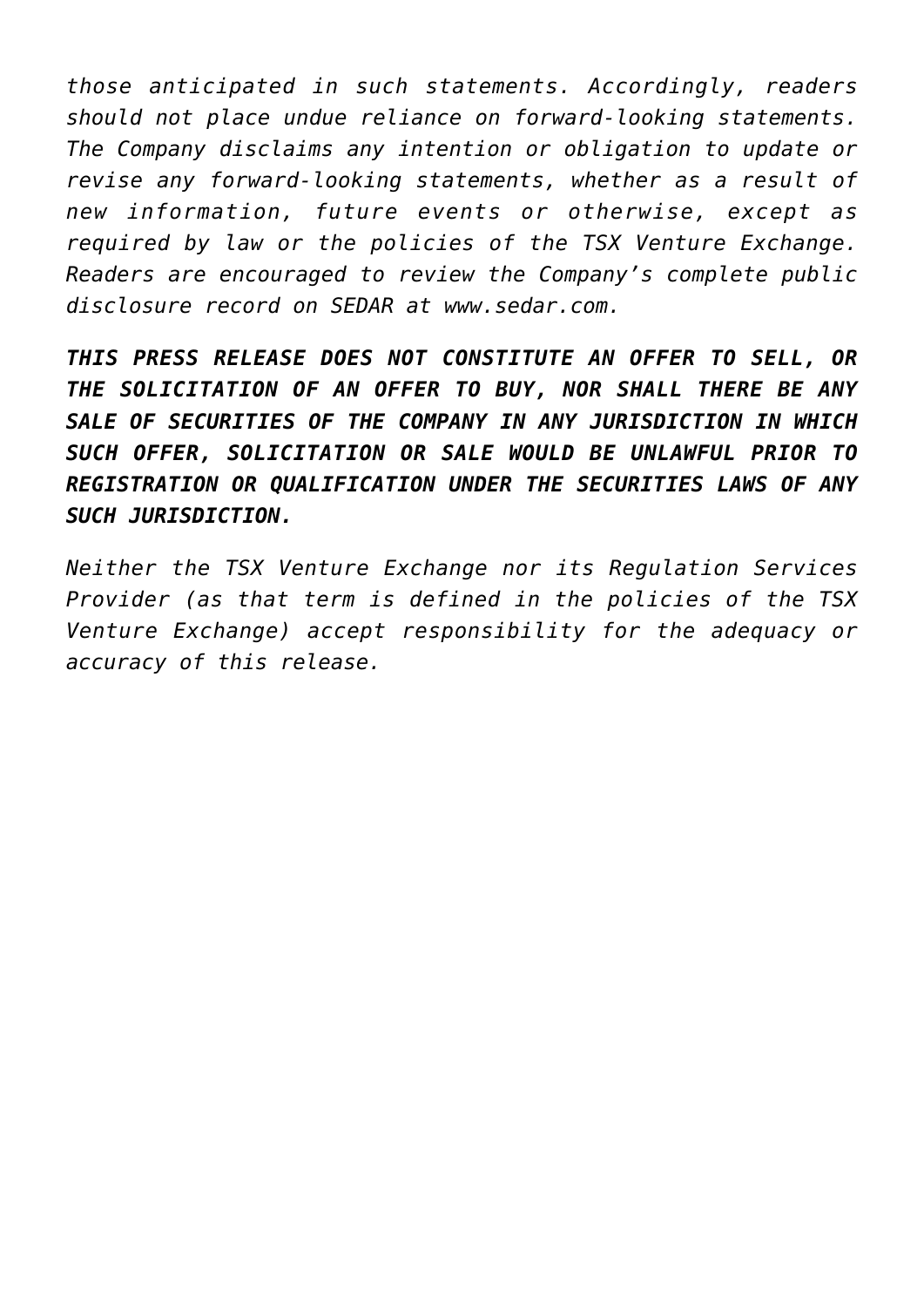*those anticipated in such statements. Accordingly, readers should not place undue reliance on forward-looking statements. The Company disclaims any intention or obligation to update or revise any forward-looking statements, whether as a result of new information, future events or otherwise, except as required by law or the policies of the TSX Venture Exchange. Readers are encouraged to review the Company's complete public disclosure record on SEDAR at www.sedar.com.*

***THIS PRESS RELEASE DOES NOT CONSTITUTE AN OFFER TO SELL, OR THE SOLICITATION OF AN OFFER TO BUY, NOR SHALL THERE BE ANY SALE OF SECURITIES OF THE COMPANY IN ANY JURISDICTION IN WHICH SUCH OFFER, SOLICITATION OR SALE WOULD BE UNLAWFUL PRIOR TO REGISTRATION OR QUALIFICATION UNDER THE SECURITIES LAWS OF ANY SUCH JURISDICTION.***

*Neither the TSX Venture Exchange nor its Regulation Services Provider (as that term is defined in the policies of the TSX Venture Exchange) accept responsibility for the adequacy or accuracy of this release.*